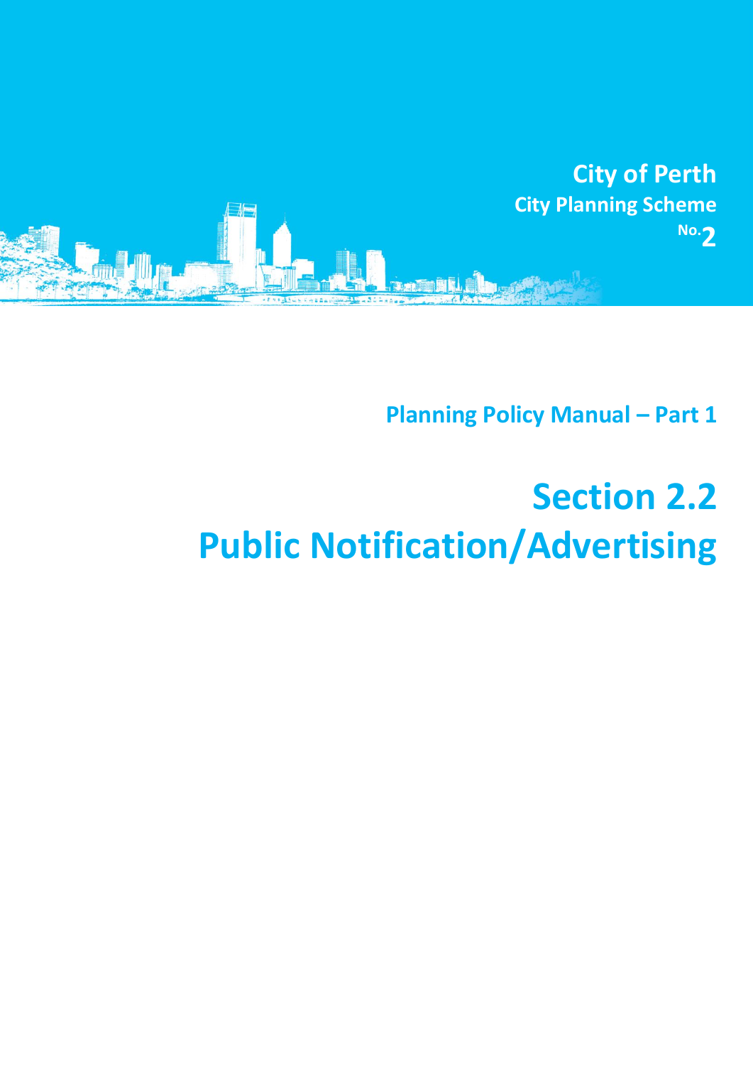City of Perth

City Planning Scheme No. 2

Planning Policy Manual – Part 1

# Section 2.2
# Public Notification/Advertising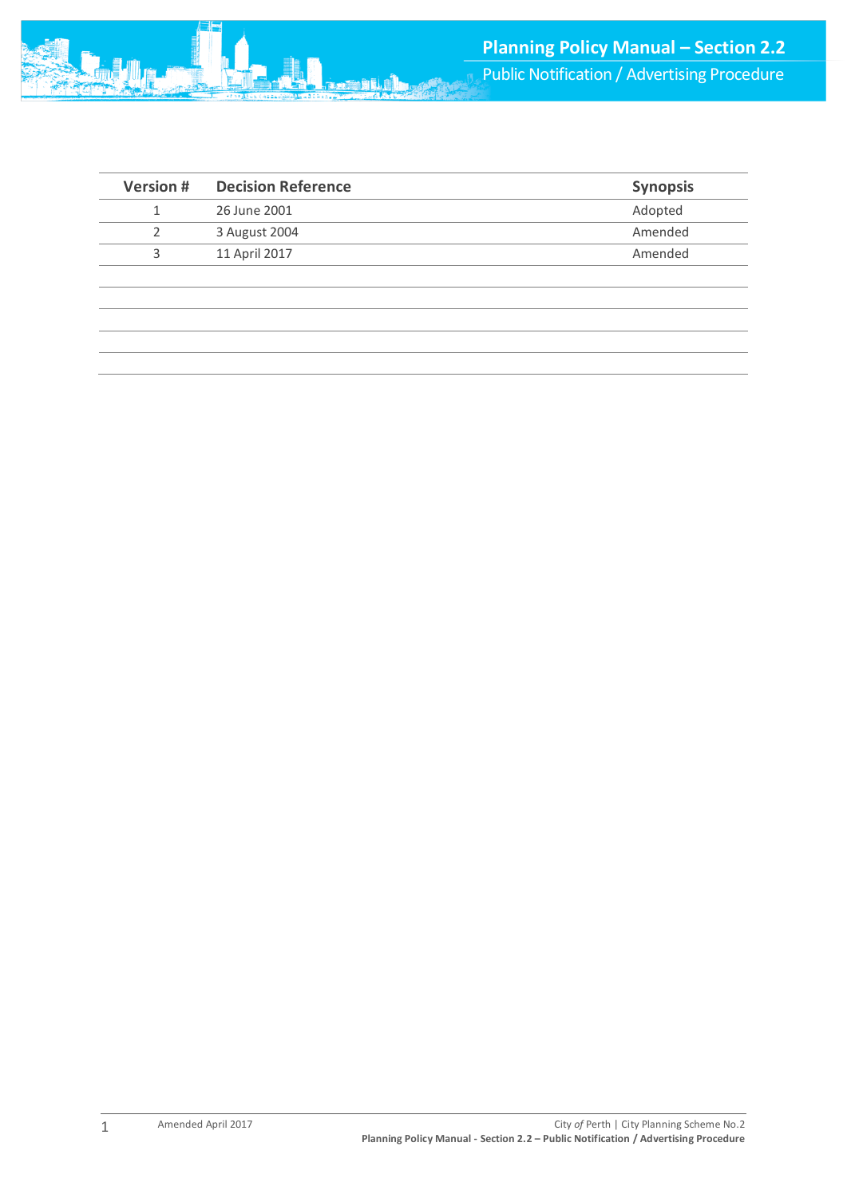| Version # | Decision Reference | Synopsis |
|---|---|---|
| 1 | 26 June 2001 | Adopted |
| 2 | 3 August 2004 | Amended |
| 3 | 11 April 2017 | Amended |
| | | |
| | | |
| | | |
| | | |
| | | |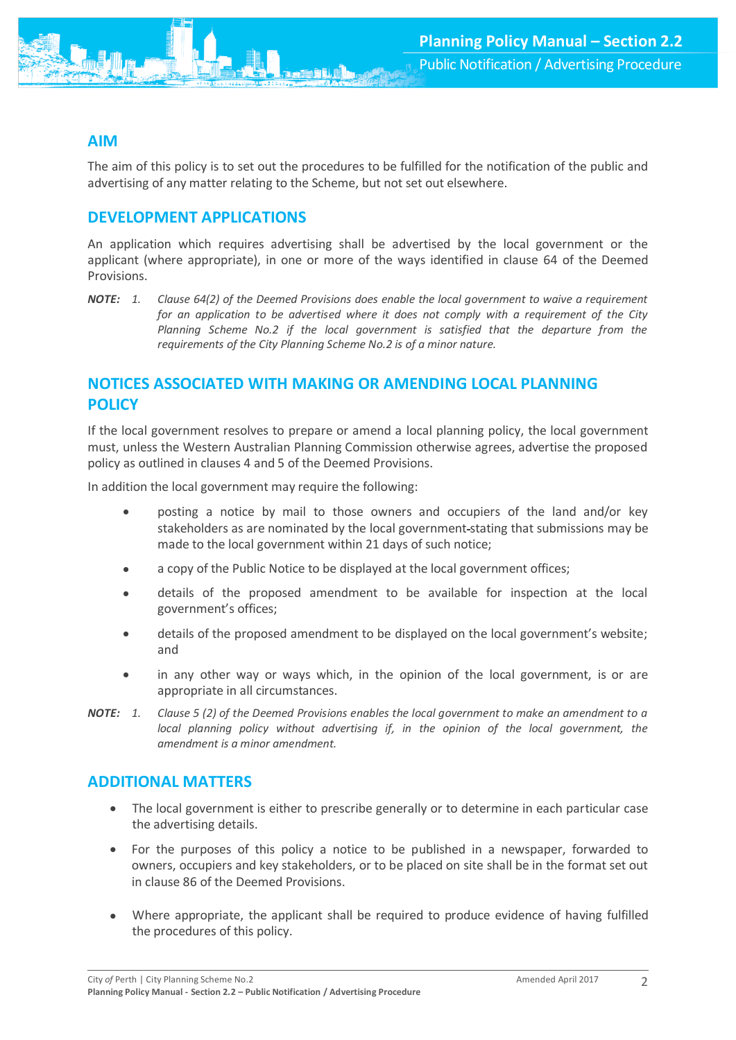## AIM

The aim of this policy is to set out the procedures to be fulfilled for the notification of the public and advertising of any matter relating to the Scheme, but not set out elsewhere.

## DEVELOPMENT APPLICATIONS

An application which requires advertising shall be advertised by the local government or the applicant (where appropriate), in one or more of the ways identified in clause 64 of the Deemed Provisions.

**NOTE:** 1. *Clause 64(2) of the Deemed Provisions does enable the local government to waive a requirement for an application to be advertised where it does not comply with a requirement of the City Planning Scheme No.2 if the local government is satisfied that the departure from the requirements of the City Planning Scheme No.2 is of a minor nature.*

## NOTICES ASSOCIATED WITH MAKING OR AMENDING LOCAL PLANNING POLICY

If the local government resolves to prepare or amend a local planning policy, the local government must, unless the Western Australian Planning Commission otherwise agrees, advertise the proposed policy as outlined in clauses 4 and 5 of the Deemed Provisions.

In addition the local government may require the following:

- posting a notice by mail to those owners and occupiers of the land and/or key stakeholders as are nominated by the local government stating that submissions may be made to the local government within 21 days of such notice;
- a copy of the Public Notice to be displayed at the local government offices;
- details of the proposed amendment to be available for inspection at the local government's offices;
- details of the proposed amendment to be displayed on the local government's website; and
- in any other way or ways which, in the opinion of the local government, is or are appropriate in all circumstances.

**NOTE:** 1. *Clause 5 (2) of the Deemed Provisions enables the local government to make an amendment to a local planning policy without advertising if, in the opinion of the local government, the amendment is a minor amendment.*

## ADDITIONAL MATTERS

- The local government is either to prescribe generally or to determine in each particular case the advertising details.
- For the purposes of this policy a notice to be published in a newspaper, forwarded to owners, occupiers and key stakeholders, or to be placed on site shall be in the format set out in clause 86 of the Deemed Provisions.
- Where appropriate, the applicant shall be required to produce evidence of having fulfilled the procedures of this policy.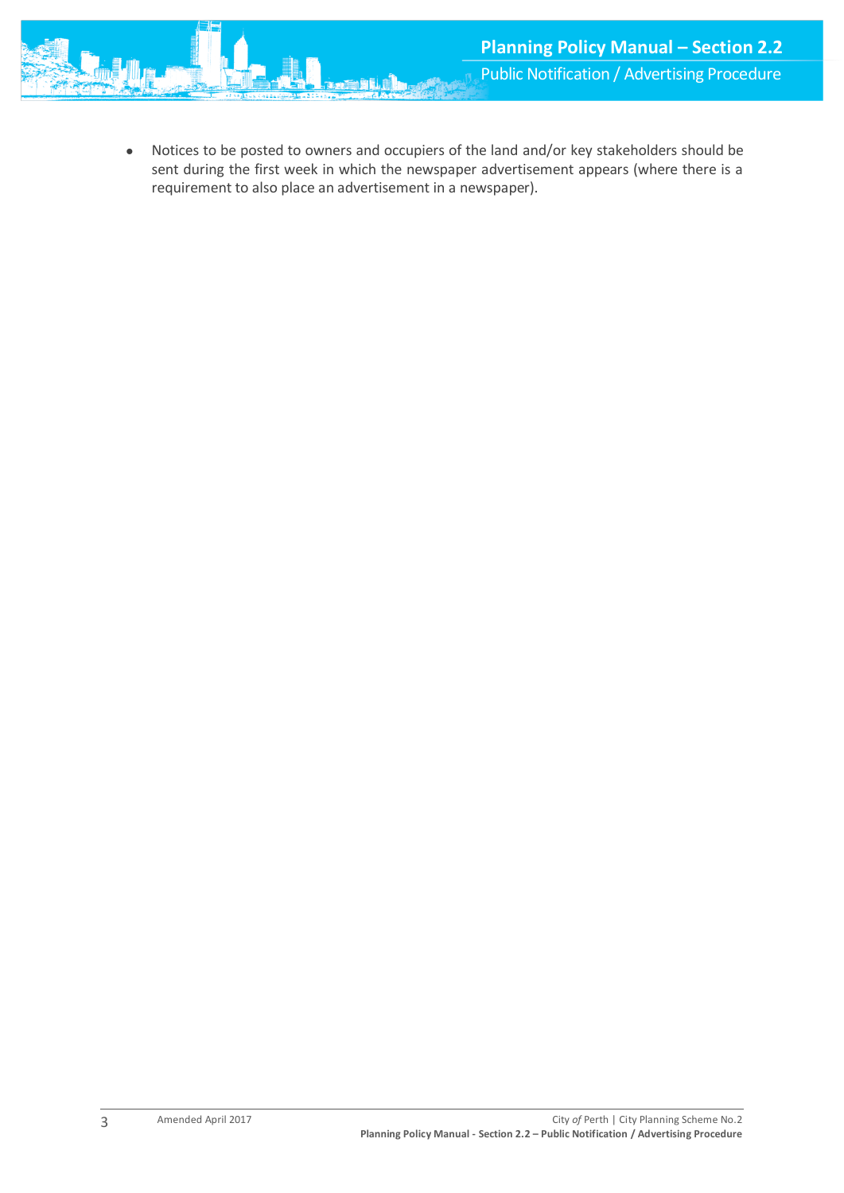- Notices to be posted to owners and occupiers of the land and/or key stakeholders should be sent during the first week in which the newspaper advertisement appears (where there is a requirement to also place an advertisement in a newspaper).